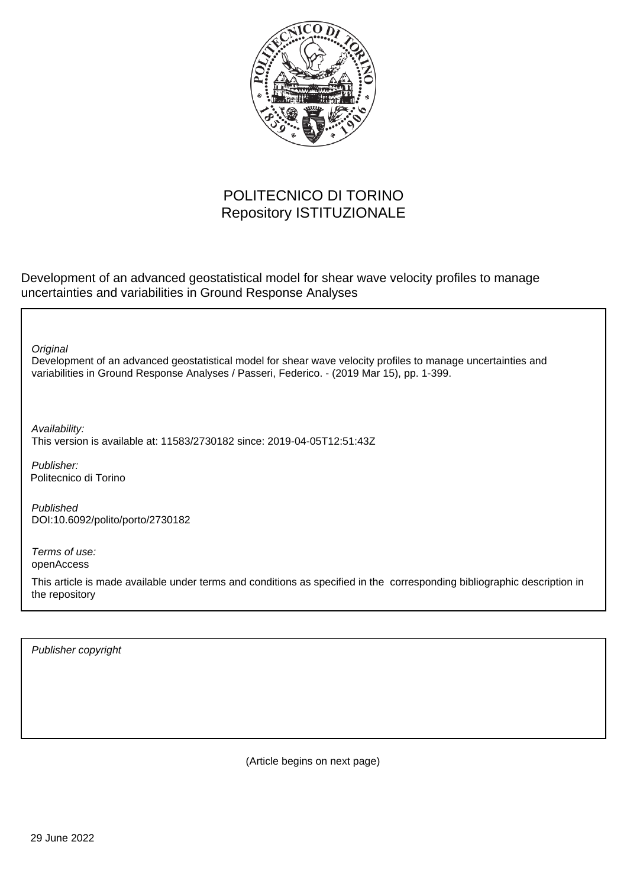POLITECNICO DI TORINO
Repository ISTITUZIONALE

Development of an advanced geostatistical model for shear wave velocity profiles to manage uncertainties and variabilities in Ground Response Analyses

*Original*
Development of an advanced geostatistical model for shear wave velocity profiles to manage uncertainties and variabilities in Ground Response Analyses / Passeri, Federico. - (2019 Mar 15), pp. 1-399.

*Availability:*
This version is available at: 11583/2730182 since: 2019-04-05T12:51:43Z

*Publisher:*
Politecnico di Torino

*Published*
DOI:10.6092/polito/porto/2730182

*Terms of use:*
openAccess

This article is made available under terms and conditions as specified in the corresponding bibliographic description in the repository

*Publisher copyright*

(Article begins on next page)

29 June 2022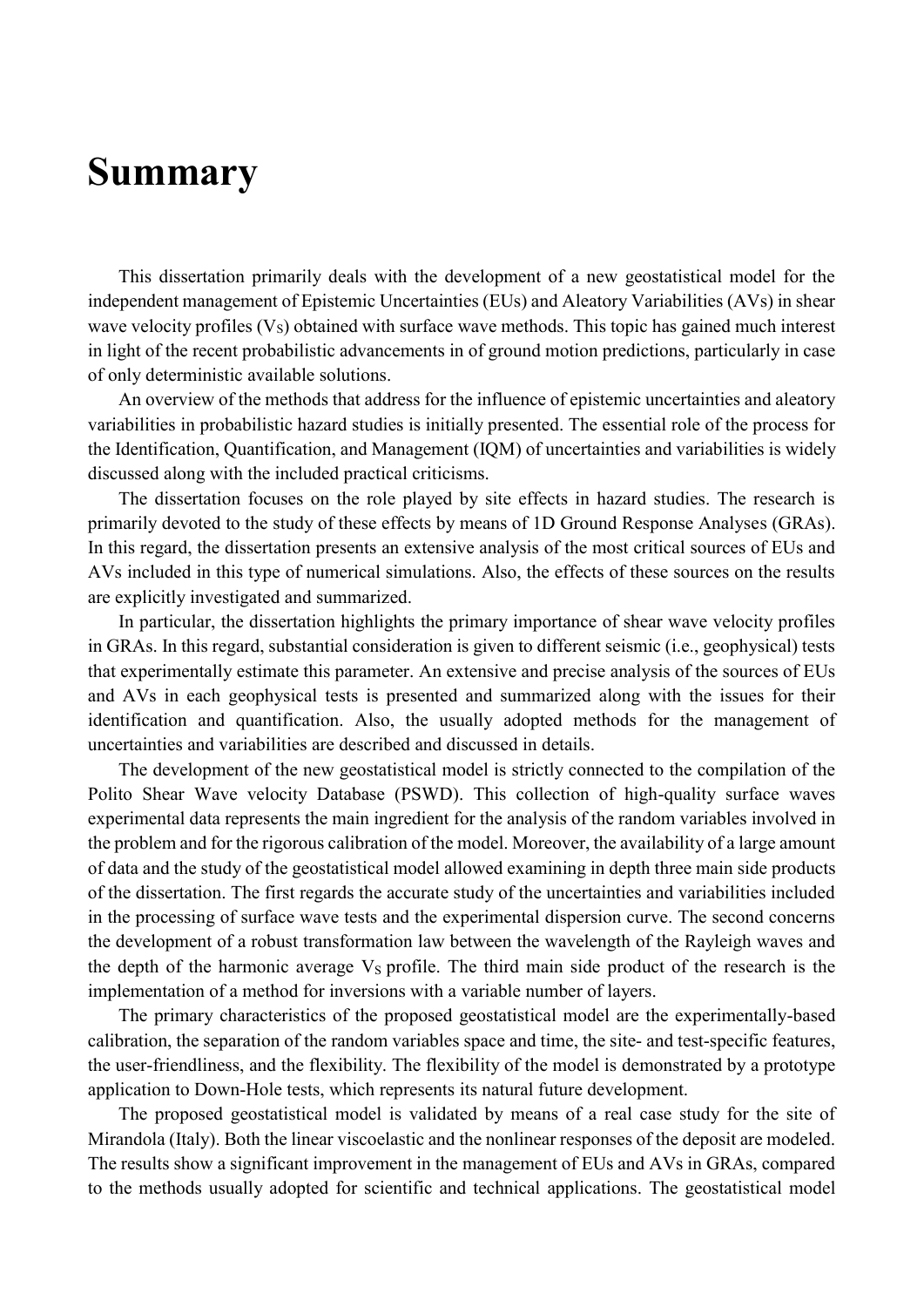# Summary

This dissertation primarily deals with the development of a new geostatistical model for the independent management of Epistemic Uncertainties (EUs) and Aleatory Variabilities (AVs) in shear wave velocity profiles ($V_S$) obtained with surface wave methods. This topic has gained much interest in light of the recent probabilistic advancements in of ground motion predictions, particularly in case of only deterministic available solutions.

An overview of the methods that address for the influence of epistemic uncertainties and aleatory variabilities in probabilistic hazard studies is initially presented. The essential role of the process for the Identification, Quantification, and Management (IQM) of uncertainties and variabilities is widely discussed along with the included practical criticisms.

The dissertation focuses on the role played by site effects in hazard studies. The research is primarily devoted to the study of these effects by means of 1D Ground Response Analyses (GRAs). In this regard, the dissertation presents an extensive analysis of the most critical sources of EUs and AVs included in this type of numerical simulations. Also, the effects of these sources on the results are explicitly investigated and summarized.

In particular, the dissertation highlights the primary importance of shear wave velocity profiles in GRAs. In this regard, substantial consideration is given to different seismic (i.e., geophysical) tests that experimentally estimate this parameter. An extensive and precise analysis of the sources of EUs and AVs in each geophysical tests is presented and summarized along with the issues for their identification and quantification. Also, the usually adopted methods for the management of uncertainties and variabilities are described and discussed in details.

The development of the new geostatistical model is strictly connected to the compilation of the Polito Shear Wave velocity Database (PSWD). This collection of high-quality surface waves experimental data represents the main ingredient for the analysis of the random variables involved in the problem and for the rigorous calibration of the model. Moreover, the availability of a large amount of data and the study of the geostatistical model allowed examining in depth three main side products of the dissertation. The first regards the accurate study of the uncertainties and variabilities included in the processing of surface wave tests and the experimental dispersion curve. The second concerns the development of a robust transformation law between the wavelength of the Rayleigh waves and the depth of the harmonic average $V_S$ profile. The third main side product of the research is the implementation of a method for inversions with a variable number of layers.

The primary characteristics of the proposed geostatistical model are the experimentally-based calibration, the separation of the random variables space and time, the site- and test-specific features, the user-friendliness, and the flexibility. The flexibility of the model is demonstrated by a prototype application to Down-Hole tests, which represents its natural future development.

The proposed geostatistical model is validated by means of a real case study for the site of Mirandola (Italy). Both the linear viscoelastic and the nonlinear responses of the deposit are modeled. The results show a significant improvement in the management of EUs and AVs in GRAs, compared to the methods usually adopted for scientific and technical applications. The geostatistical model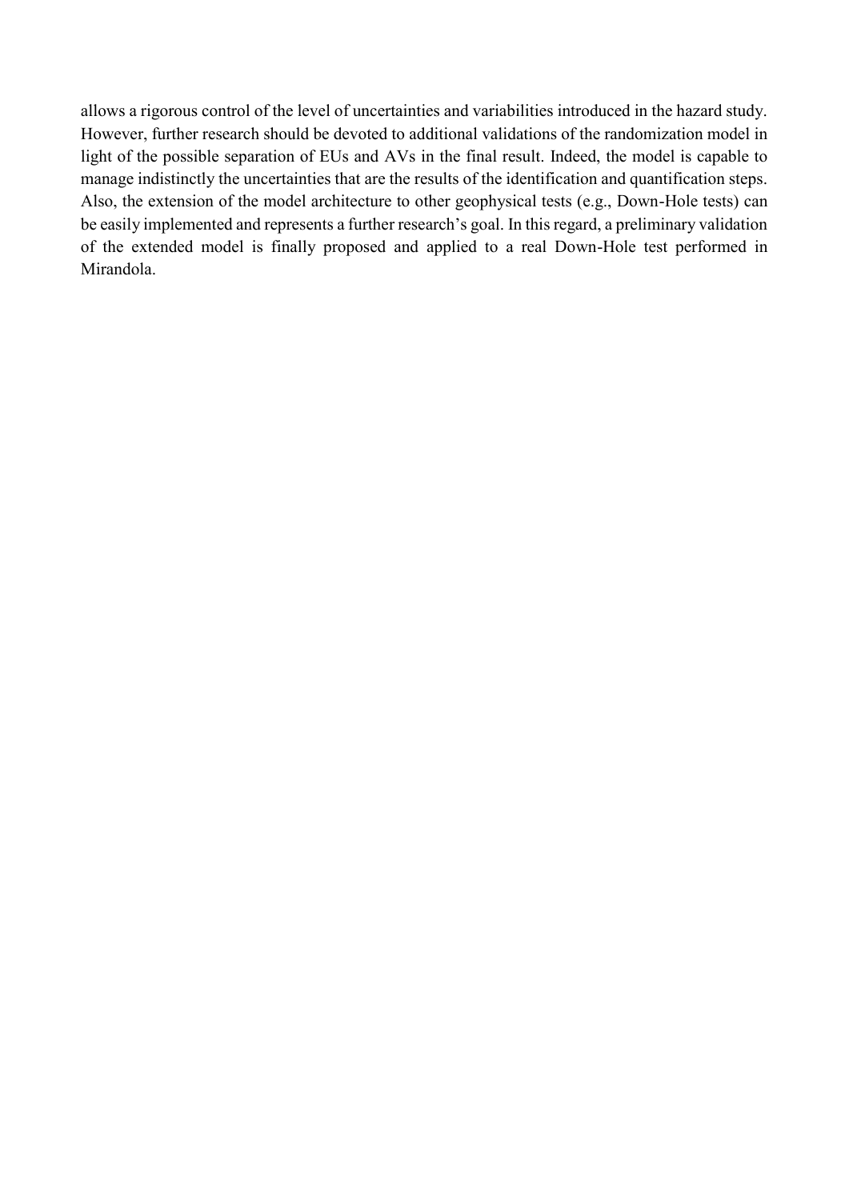allows a rigorous control of the level of uncertainties and variabilities introduced in the hazard study. However, further research should be devoted to additional validations of the randomization model in light of the possible separation of EUs and AVs in the final result. Indeed, the model is capable to manage indistinctly the uncertainties that are the results of the identification and quantification steps. Also, the extension of the model architecture to other geophysical tests (e.g., Down-Hole tests) can be easily implemented and represents a further research's goal. In this regard, a preliminary validation of the extended model is finally proposed and applied to a real Down-Hole test performed in Mirandola.